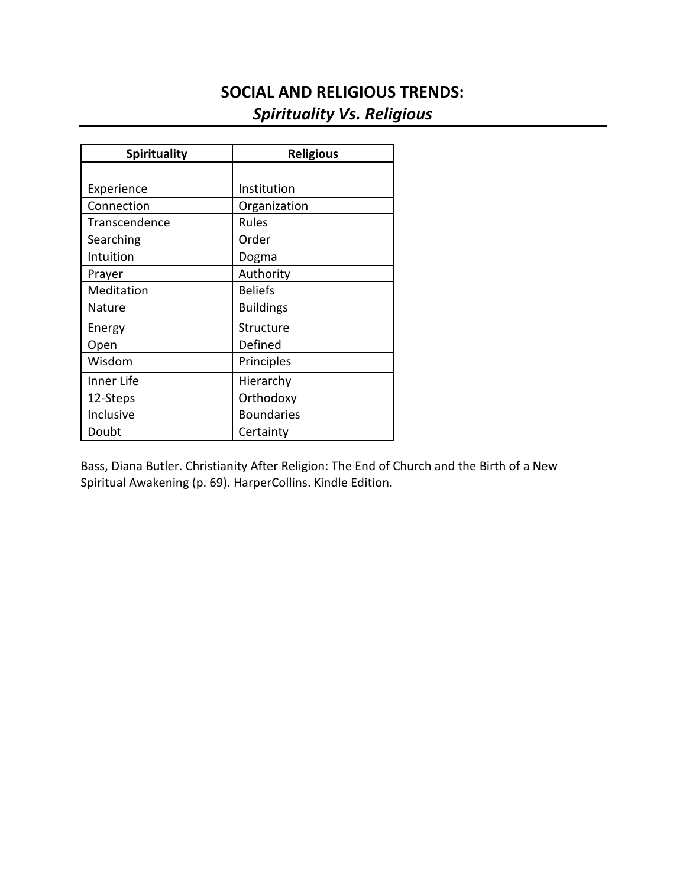# SOCIAL AND RELIGIOUS TRENDS:
## *Spirituality Vs. Religious*

| Spirituality | Religious |
|---|---|
| | |
| Experience | Institution |
| Connection | Organization |
| Transcendence | Rules |
| Searching | Order |
| Intuition | Dogma |
| Prayer | Authority |
| Meditation | Beliefs |
| Nature | Buildings |
| Energy | Structure |
| Open | Defined |
| Wisdom | Principles |
| Inner Life | Hierarchy |
| 12-Steps | Orthodoxy |
| Inclusive | Boundaries |
| Doubt | Certainty |

Bass, Diana Butler. Christianity After Religion: The End of Church and the Birth of a New Spiritual Awakening (p. 69). HarperCollins. Kindle Edition.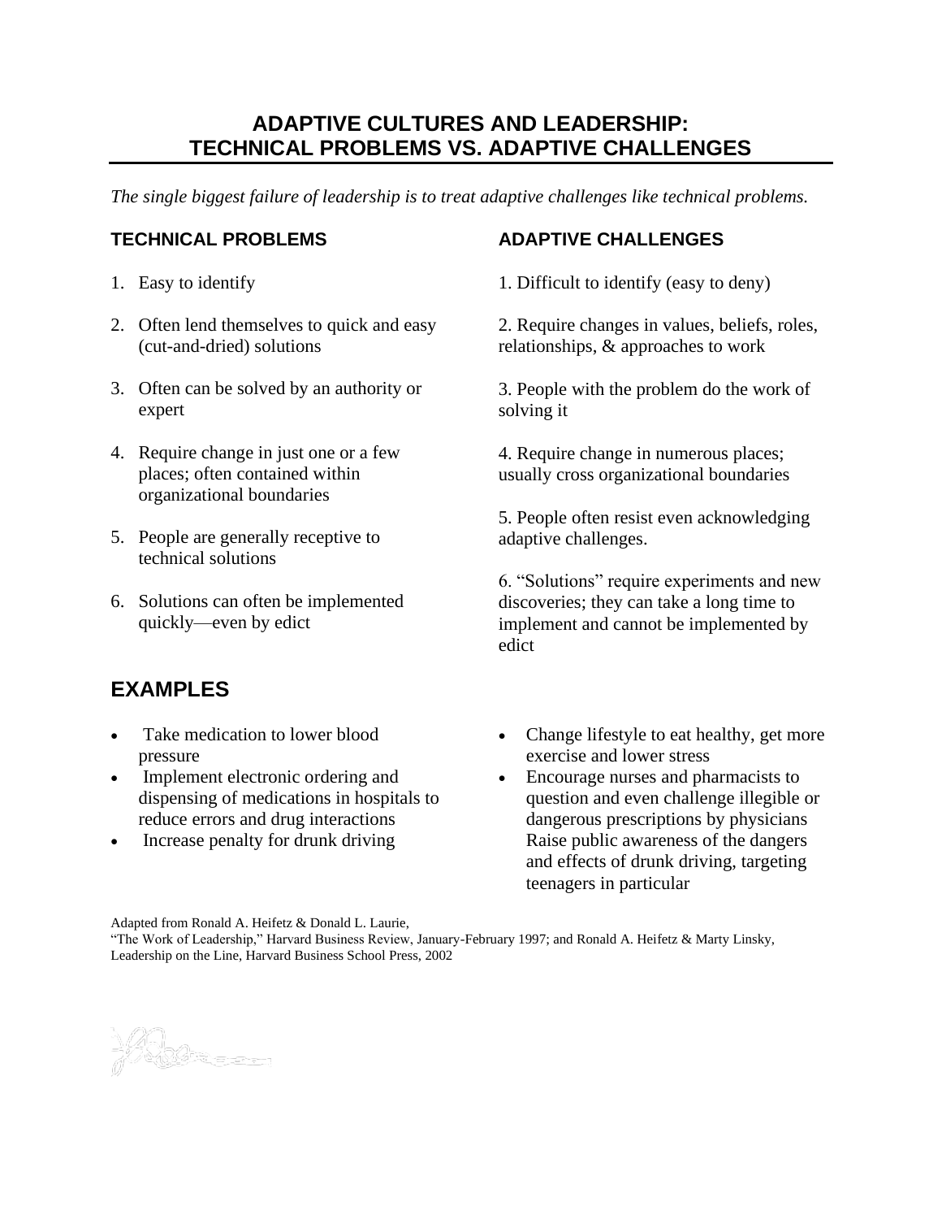# ADAPTIVE CULTURES AND LEADERSHIP: TECHNICAL PROBLEMS VS. ADAPTIVE CHALLENGES

*The single biggest failure of leadership is to treat adaptive challenges like technical problems.*

| TECHNICAL PROBLEMS | ADAPTIVE CHALLENGES |
|---|---|
| 1. Easy to identify | 1. Difficult to identify (easy to deny) |
| 2. Often lend themselves to quick and easy (cut-and-dried) solutions | 2. Require changes in values, beliefs, roles, relationships, & approaches to work |
| 3. Often can be solved by an authority or expert | 3. People with the problem do the work of solving it |
| 4. Require change in just one or a few places; often contained within organizational boundaries | 4. Require change in numerous places; usually cross organizational boundaries |
| 5. People are generally receptive to technical solutions | 5. People often resist even acknowledging adaptive challenges. |
| 6. Solutions can often be implemented quickly—even by edict | 6. "Solutions" require experiments and new discoveries; they can take a long time to implement and cannot be implemented by edict |

## EXAMPLES

| TECHNICAL PROBLEMS | ADAPTIVE CHALLENGES |
|---|---|
| Take medication to lower blood pressure | Change lifestyle to eat healthy, get more exercise and lower stress |
| Implement electronic ordering and dispensing of medications in hospitals to reduce errors and drug interactions | Encourage nurses and pharmacists to question and even challenge illegible or dangerous prescriptions by physicians |
| Increase penalty for drunk driving | Raise public awareness of the dangers and effects of drunk driving, targeting teenagers in particular |

Adapted from Ronald A. Heifetz & Donald L. Laurie,
"The Work of Leadership," Harvard Business Review, January-February 1997; and Ronald A. Heifetz & Marty Linsky, Leadership on the Line, Harvard Business School Press, 2002